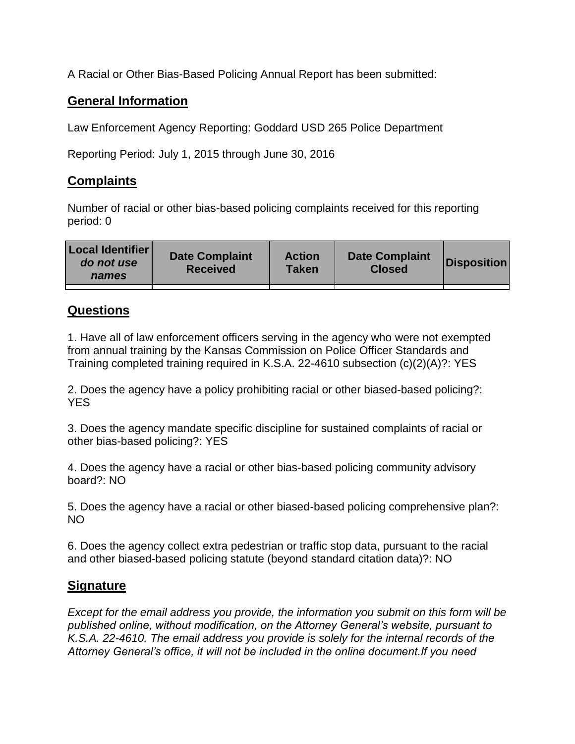A Racial or Other Bias-Based Policing Annual Report has been submitted:

## General Information

Law Enforcement Agency Reporting: Goddard USD 265 Police Department

Reporting Period: July 1, 2015 through June 30, 2016

## Complaints

Number of racial or other bias-based policing complaints received for this reporting period: 0

| Local Identifier *do not use names* | Date Complaint Received | Action Taken | Date Complaint Closed | Disposition |
|---|---|---|---|---|
| | | | | |

## Questions

1. Have all of law enforcement officers serving in the agency who were not exempted from annual training by the Kansas Commission on Police Officer Standards and Training completed training required in K.S.A. 22-4610 subsection (c)(2)(A)?: YES

2. Does the agency have a policy prohibiting racial or other biased-based policing?: YES

3. Does the agency mandate specific discipline for sustained complaints of racial or other bias-based policing?: YES

4. Does the agency have a racial or other bias-based policing community advisory board?: NO

5. Does the agency have a racial or other biased-based policing comprehensive plan?: NO

6. Does the agency collect extra pedestrian or traffic stop data, pursuant to the racial and other biased-based policing statute (beyond standard citation data)?: NO

## Signature

*Except for the email address you provide, the information you submit on this form will be published online, without modification, on the Attorney General's website, pursuant to K.S.A. 22-4610. The email address you provide is solely for the internal records of the Attorney General's office, it will not be included in the online document.If you need*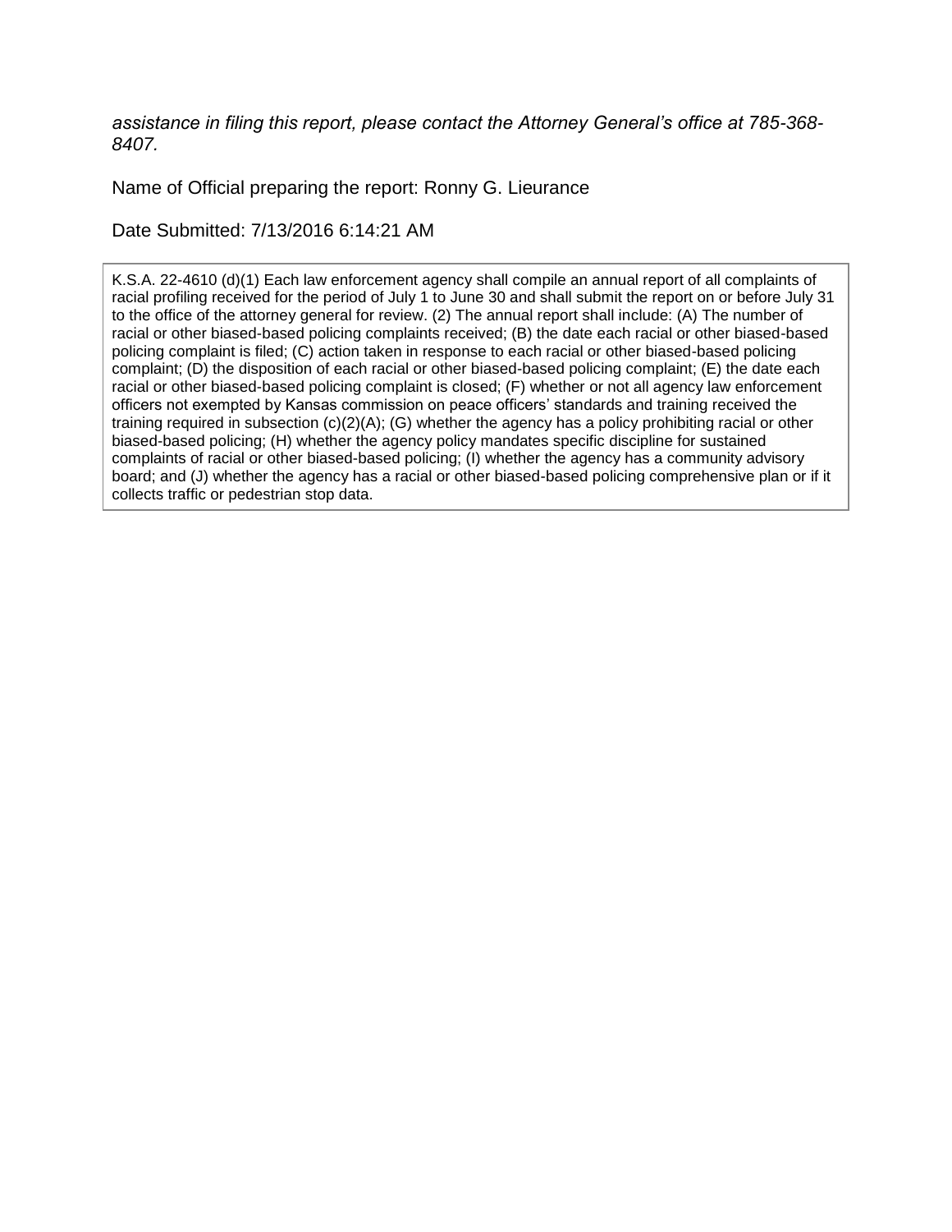*assistance in filing this report, please contact the Attorney General's office at 785-368-8407.*

Name of Official preparing the report: Ronny G. Lieurance

Date Submitted: 7/13/2016 6:14:21 AM

K.S.A. 22-4610 (d)(1) Each law enforcement agency shall compile an annual report of all complaints of racial profiling received for the period of July 1 to June 30 and shall submit the report on or before July 31 to the office of the attorney general for review. (2) The annual report shall include: (A) The number of racial or other biased-based policing complaints received; (B) the date each racial or other biased-based policing complaint is filed; (C) action taken in response to each racial or other biased-based policing complaint; (D) the disposition of each racial or other biased-based policing complaint; (E) the date each racial or other biased-based policing complaint is closed; (F) whether or not all agency law enforcement officers not exempted by Kansas commission on peace officers' standards and training received the training required in subsection (c)(2)(A); (G) whether the agency has a policy prohibiting racial or other biased-based policing; (H) whether the agency policy mandates specific discipline for sustained complaints of racial or other biased-based policing; (I) whether the agency has a community advisory board; and (J) whether the agency has a racial or other biased-based policing comprehensive plan or if it collects traffic or pedestrian stop data.